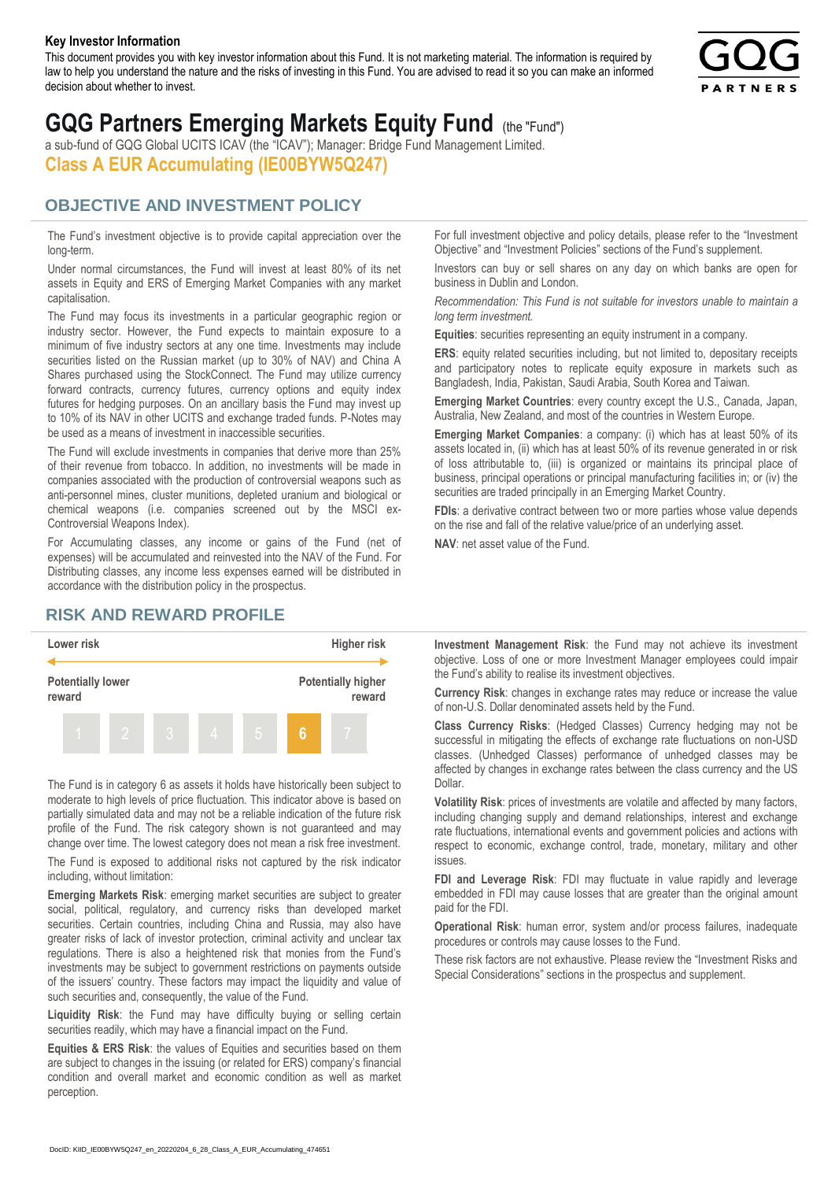**Key Investor Information**

This document provides you with key investor information about this Fund. It is not marketing material. The information is required by law to help you understand the nature and the risks of investing in this Fund. You are advised to read it so you can make an informed decision about whether to invest.

# GQG Partners Emerging Markets Equity Fund (the "Fund")

a sub-fund of GQG Global UCITS ICAV (the "ICAV"); Manager: Bridge Fund Management Limited.

**Class A EUR Accumulating (IE00BYW5Q247)**

## OBJECTIVE AND INVESTMENT POLICY

The Fund's investment objective is to provide capital appreciation over the long-term.

Under normal circumstances, the Fund will invest at least 80% of its net assets in Equity and ERS of Emerging Market Companies with any market capitalisation.

The Fund may focus its investments in a particular geographic region or industry sector. However, the Fund expects to maintain exposure to a minimum of five industry sectors at any one time. Investments may include securities listed on the Russian market (up to 30% of NAV) and China A Shares purchased using the StockConnect. The Fund may utilize currency forward contracts, currency futures, currency options and equity index futures for hedging purposes. On an ancillary basis the Fund may invest up to 10% of its NAV in other UCITS and exchange traded funds. P-Notes may be used as a means of investment in inaccessible securities.

The Fund will exclude investments in companies that derive more than 25% of their revenue from tobacco. In addition, no investments will be made in companies associated with the production of controversial weapons such as anti-personnel mines, cluster munitions, depleted uranium and biological or chemical weapons (i.e. companies screened out by the MSCI ex-Controversial Weapons Index).

For Accumulating classes, any income or gains of the Fund (net of expenses) will be accumulated and reinvested into the NAV of the Fund. For Distributing classes, any income less expenses earned will be distributed in accordance with the distribution policy in the prospectus.

For full investment objective and policy details, please refer to the "Investment Objective" and "Investment Policies" sections of the Fund's supplement.

Investors can buy or sell shares on any day on which banks are open for business in Dublin and London.

*Recommendation: This Fund is not suitable for investors unable to maintain a long term investment.*

**Equities**: securities representing an equity instrument in a company.

**ERS**: equity related securities including, but not limited to, depositary receipts and participatory notes to replicate equity exposure in markets such as Bangladesh, India, Pakistan, Saudi Arabia, South Korea and Taiwan.

**Emerging Market Countries**: every country except the U.S., Canada, Japan, Australia, New Zealand, and most of the countries in Western Europe.

**Emerging Market Companies**: a company: (i) which has at least 50% of its assets located in, (ii) which has at least 50% of its revenue generated in or risk of loss attributable to, (iii) is organized or maintains its principal place of business, principal operations or principal manufacturing facilities in; or (iv) the securities are traded principally in an Emerging Market Country.

**FDIs**: a derivative contract between two or more parties whose value depends on the rise and fall of the relative value/price of an underlying asset.

**NAV**: net asset value of the Fund.

## RISK AND REWARD PROFILE

Lower risk — Higher risk

Potentially lower reward — Potentially higher reward

1 2 3 4 5 **6** 7

The Fund is in category 6 as assets it holds have historically been subject to moderate to high levels of price fluctuation. This indicator above is based on partially simulated data and may not be a reliable indication of the future risk profile of the Fund. The risk category shown is not guaranteed and may change over time. The lowest category does not mean a risk free investment.

The Fund is exposed to additional risks not captured by the risk indicator including, without limitation:

**Emerging Markets Risk**: emerging market securities are subject to greater social, political, regulatory, and currency risks than developed market securities. Certain countries, including China and Russia, may also have greater risks of lack of investor protection, criminal activity and unclear tax regulations. There is also a heightened risk that monies from the Fund's investments may be subject to government restrictions on payments outside of the issuers' country. These factors may impact the liquidity and value of such securities and, consequently, the value of the Fund.

**Liquidity Risk**: the Fund may have difficulty buying or selling certain securities readily, which may have a financial impact on the Fund.

**Equities & ERS Risk**: the values of Equities and securities based on them are subject to changes in the issuing (or related for ERS) company's financial condition and overall market and economic condition as well as market perception.

**Investment Management Risk**: the Fund may not achieve its investment objective. Loss of one or more Investment Manager employees could impair the Fund's ability to realise its investment objectives.

**Currency Risk**: changes in exchange rates may reduce or increase the value of non-U.S. Dollar denominated assets held by the Fund.

**Class Currency Risks**: (Hedged Classes) Currency hedging may not be successful in mitigating the effects of exchange rate fluctuations on non-USD classes. (Unhedged Classes) performance of unhedged classes may be affected by changes in exchange rates between the class currency and the US Dollar.

**Volatility Risk**: prices of investments are volatile and affected by many factors, including changing supply and demand relationships, interest and exchange rate fluctuations, international events and government policies and actions with respect to economic, exchange control, trade, monetary, military and other issues.

**FDI and Leverage Risk**: FDI may fluctuate in value rapidly and leverage embedded in FDI may cause losses that are greater than the original amount paid for the FDI.

**Operational Risk**: human error, system and/or process failures, inadequate procedures or controls may cause losses to the Fund.

These risk factors are not exhaustive. Please review the "Investment Risks and Special Considerations" sections in the prospectus and supplement.

DocID: KIID_IE00BYW5Q247_en_20220204_6_28_Class_A_EUR_Accumulating_474651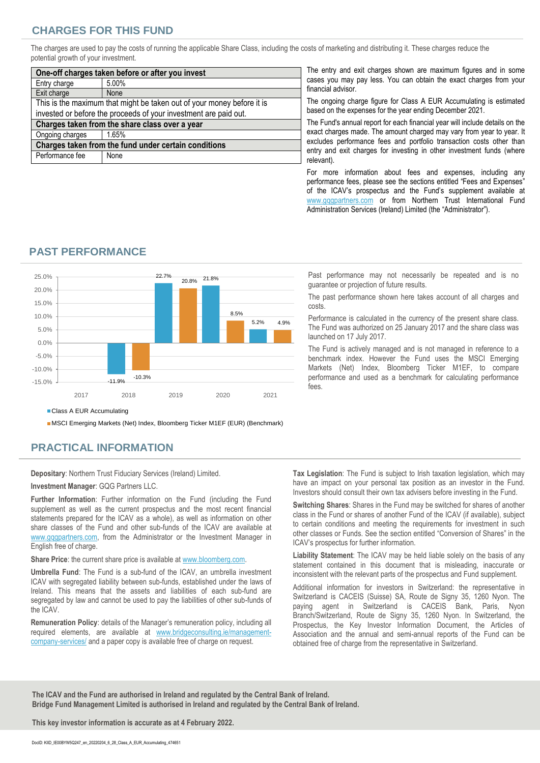## CHARGES FOR THIS FUND

The charges are used to pay the costs of running the applicable Share Class, including the costs of marketing and distributing it. These charges reduce the potential growth of your investment.

| One-off charges taken before or after you invest | |
|---|---|
| Entry charge | 5.00% |
| Exit charge | None |
| This is the maximum that might be taken out of your money before it is invested or before the proceeds of your investment are paid out. | |
| **Charges taken from the share class over a year** | |
| Ongoing charges | 1.65% |
| **Charges taken from the fund under certain conditions** | |
| Performance fee | None |

The entry and exit charges shown are maximum figures and in some cases you may pay less. You can obtain the exact charges from your financial advisor.

The ongoing charge figure for Class A EUR Accumulating is estimated based on the expenses for the year ending December 2021.

The Fund's annual report for each financial year will include details on the exact charges made. The amount charged may vary from year to year. It excludes performance fees and portfolio transaction costs other than entry and exit charges for investing in other investment funds (where relevant).

For more information about fees and expenses, including any performance fees, please see the sections entitled "Fees and Expenses" of the ICAV's prospectus and the Fund's supplement available at www.gqgpartners.com or from Northern Trust International Fund Administration Services (Ireland) Limited (the "Administrator").

## PAST PERFORMANCE

25.0%
20.0%
15.0%
10.0%
5.0%
0.0%
-5.0%
-10.0%
-15.0%

22.7% 20.8% 21.8% 8.5% 5.2% 4.9% -11.9% -10.3%

2017 2018 2019 2020 2021

Class A EUR Accumulating

MSCI Emerging Markets (Net) Index, Bloomberg Ticker M1EF (EUR) (Benchmark)

Past performance may not necessarily be repeated and is no guarantee or projection of future results.

The past performance shown here takes account of all charges and costs.

Performance is calculated in the currency of the present share class. The Fund was authorized on 25 January 2017 and the share class was launched on 17 July 2017.

The Fund is actively managed and is not managed in reference to a benchmark index. However the Fund uses the MSCI Emerging Markets (Net) Index, Bloomberg Ticker M1EF, to compare performance and used as a benchmark for calculating performance fees.

## PRACTICAL INFORMATION

**Depositary**: Northern Trust Fiduciary Services (Ireland) Limited.

**Investment Manager**: GQG Partners LLC.

**Further Information**: Further information on the Fund (including the Fund supplement as well as the current prospectus and the most recent financial statements prepared for the ICAV as a whole), as well as information on other share classes of the Fund and other sub-funds of the ICAV are available at www.gqgpartners.com, from the Administrator or the Investment Manager in English free of charge.

**Share Price**: the current share price is available at www.bloomberg.com.

**Umbrella Fund**: The Fund is a sub-fund of the ICAV, an umbrella investment ICAV with segregated liability between sub-funds, established under the laws of Ireland. This means that the assets and liabilities of each sub-fund are segregated by law and cannot be used to pay the liabilities of other sub-funds of the ICAV.

**Remuneration Policy**: details of the Manager's remuneration policy, including all required elements, are available at www.bridgeconsulting.ie/management-company-services/ and a paper copy is available free of charge on request.

**Tax Legislation**: The Fund is subject to Irish taxation legislation, which may have an impact on your personal tax position as an investor in the Fund. Investors should consult their own tax advisers before investing in the Fund.

**Switching Shares**: Shares in the Fund may be switched for shares of another class in the Fund or shares of another Fund of the ICAV (if available), subject to certain conditions and meeting the requirements for investment in such other classes or Funds. See the section entitled "Conversion of Shares" in the ICAV's prospectus for further information.

**Liability Statement**: The ICAV may be held liable solely on the basis of any statement contained in this document that is misleading, inaccurate or inconsistent with the relevant parts of the prospectus and Fund supplement.

Additional information for investors in Switzerland: the representative in Switzerland is CACEIS (Suisse) SA, Route de Signy 35, 1260 Nyon. The paying agent in Switzerland is CACEIS Bank, Paris, Nyon Branch/Switzerland, Route de Signy 35, 1260 Nyon. In Switzerland, the Prospectus, the Key Investor Information Document, the Articles of Association and the annual and semi-annual reports of the Fund can be obtained free of charge from the representative in Switzerland.

**The ICAV and the Fund are authorised in Ireland and regulated by the Central Bank of Ireland.**
**Bridge Fund Management Limited is authorised in Ireland and regulated by the Central Bank of Ireland.**

**This key investor information is accurate as at 4 February 2022.**

DocID: KIID_IE00BYW5Q247_en_20220204_6_28_Class_A_EUR_Accumulating_474651